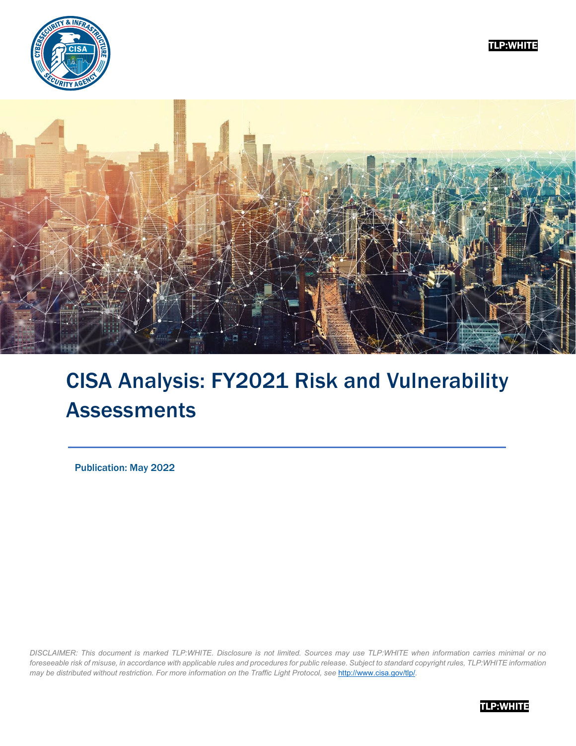TLP:WHITE

# CISA Analysis: FY2021 Risk and Vulnerability Assessments

**Publication: May 2022**

*DISCLAIMER: This document is marked TLP:WHITE. Disclosure is not limited. Sources may use TLP:WHITE when information carries minimal or no foreseeable risk of misuse, in accordance with applicable rules and procedures for public release. Subject to standard copyright rules, TLP:WHITE information may be distributed without restriction. For more information on the Traffic Light Protocol, see [http://www.cisa.gov/tlp/](http://www.cisa.gov/tlp/).*

TLP:WHITE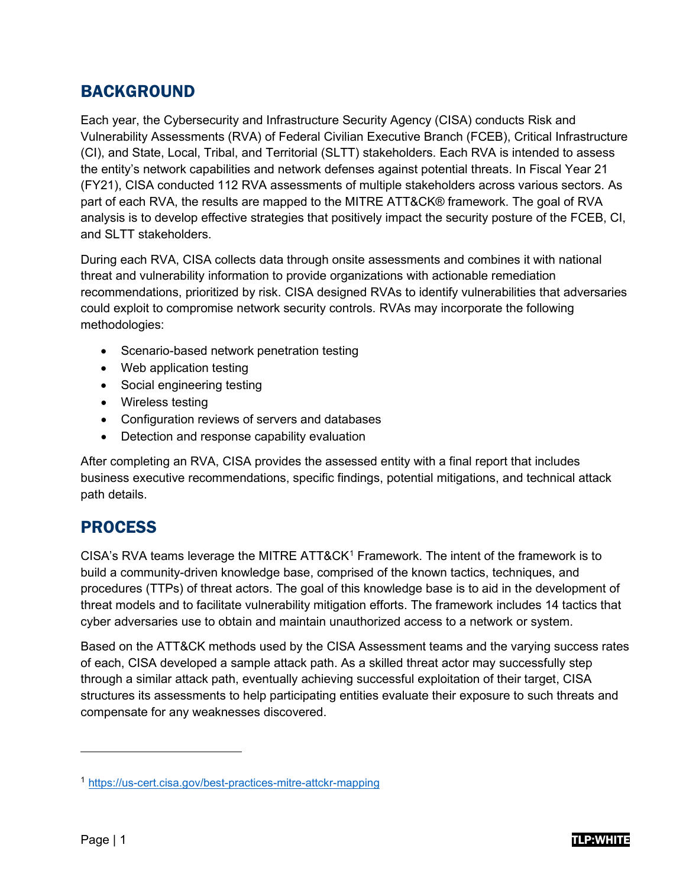## BACKGROUND

Each year, the Cybersecurity and Infrastructure Security Agency (CISA) conducts Risk and Vulnerability Assessments (RVA) of Federal Civilian Executive Branch (FCEB), Critical Infrastructure (CI), and State, Local, Tribal, and Territorial (SLTT) stakeholders. Each RVA is intended to assess the entity's network capabilities and network defenses against potential threats. In Fiscal Year 21 (FY21), CISA conducted 112 RVA assessments of multiple stakeholders across various sectors. As part of each RVA, the results are mapped to the MITRE ATT&CK® framework. The goal of RVA analysis is to develop effective strategies that positively impact the security posture of the FCEB, CI, and SLTT stakeholders.

During each RVA, CISA collects data through onsite assessments and combines it with national threat and vulnerability information to provide organizations with actionable remediation recommendations, prioritized by risk. CISA designed RVAs to identify vulnerabilities that adversaries could exploit to compromise network security controls. RVAs may incorporate the following methodologies:

- Scenario-based network penetration testing
- Web application testing
- Social engineering testing
- Wireless testing
- Configuration reviews of servers and databases
- Detection and response capability evaluation

After completing an RVA, CISA provides the assessed entity with a final report that includes business executive recommendations, specific findings, potential mitigations, and technical attack path details.

## PROCESS

CISA's RVA teams leverage the MITRE ATT&CK[1] Framework. The intent of the framework is to build a community-driven knowledge base, comprised of the known tactics, techniques, and procedures (TTPs) of threat actors. The goal of this knowledge base is to aid in the development of threat models and to facilitate vulnerability mitigation efforts. The framework includes 14 tactics that cyber adversaries use to obtain and maintain unauthorized access to a network or system.

Based on the ATT&CK methods used by the CISA Assessment teams and the varying success rates of each, CISA developed a sample attack path. As a skilled threat actor may successfully step through a similar attack path, eventually achieving successful exploitation of their target, CISA structures its assessments to help participating entities evaluate their exposure to such threats and compensate for any weaknesses discovered.

[1] https://us-cert.cisa.gov/best-practices-mitre-attckr-mapping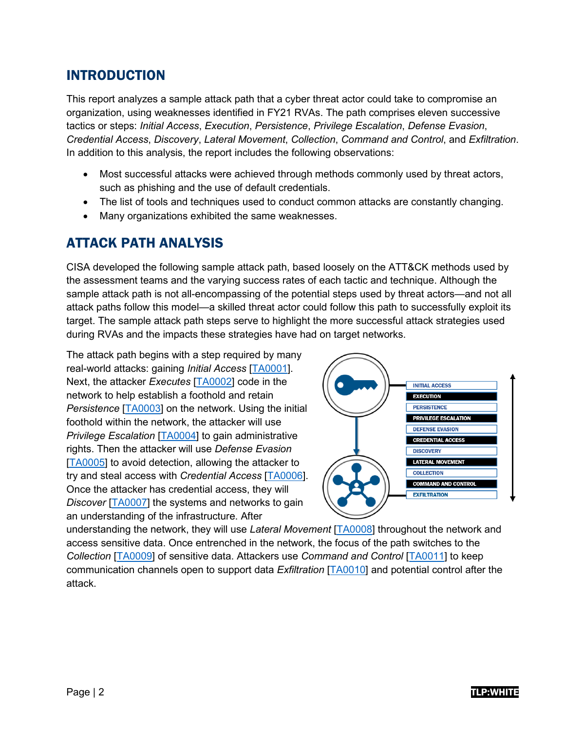## INTRODUCTION

This report analyzes a sample attack path that a cyber threat actor could take to compromise an organization, using weaknesses identified in FY21 RVAs. The path comprises eleven successive tactics or steps: *Initial Access*, *Execution*, *Persistence*, *Privilege Escalation*, *Defense Evasion*, *Credential Access*, *Discovery*, *Lateral Movement*, *Collection*, *Command and Control*, and *Exfiltration*. In addition to this analysis, the report includes the following observations:

- Most successful attacks were achieved through methods commonly used by threat actors, such as phishing and the use of default credentials.
- The list of tools and techniques used to conduct common attacks are constantly changing.
- Many organizations exhibited the same weaknesses.

## ATTACK PATH ANALYSIS

CISA developed the following sample attack path, based loosely on the ATT&CK methods used by the assessment teams and the varying success rates of each tactic and technique. Although the sample attack path is not all-encompassing of the potential steps used by threat actors—and not all attack paths follow this model—a skilled threat actor could follow this path to successfully exploit its target. The sample attack path steps serve to highlight the more successful attack strategies used during RVAs and the impacts these strategies have had on target networks.

The attack path begins with a step required by many real-world attacks: gaining *Initial Access* [TA0001]. Next, the attacker *Executes* [TA0002] code in the network to help establish a foothold and retain *Persistence* [TA0003] on the network. Using the initial foothold within the network, the attacker will use *Privilege Escalation* [TA0004] to gain administrative rights. Then the attacker will use *Defense Evasion* [TA0005] to avoid detection, allowing the attacker to try and steal access with *Credential Access* [TA0006]. Once the attacker has credential access, they will *Discover* [TA0007] the systems and networks to gain an understanding of the infrastructure. After understanding the network, they will use *Lateral Movement* [TA0008] throughout the network and access sensitive data. Once entrenched in the network, the focus of the path switches to the *Collection* [TA0009] of sensitive data. Attackers use *Command and Control* [TA0011] to keep communication channels open to support data *Exfiltration* [TA0010] and potential control after the attack.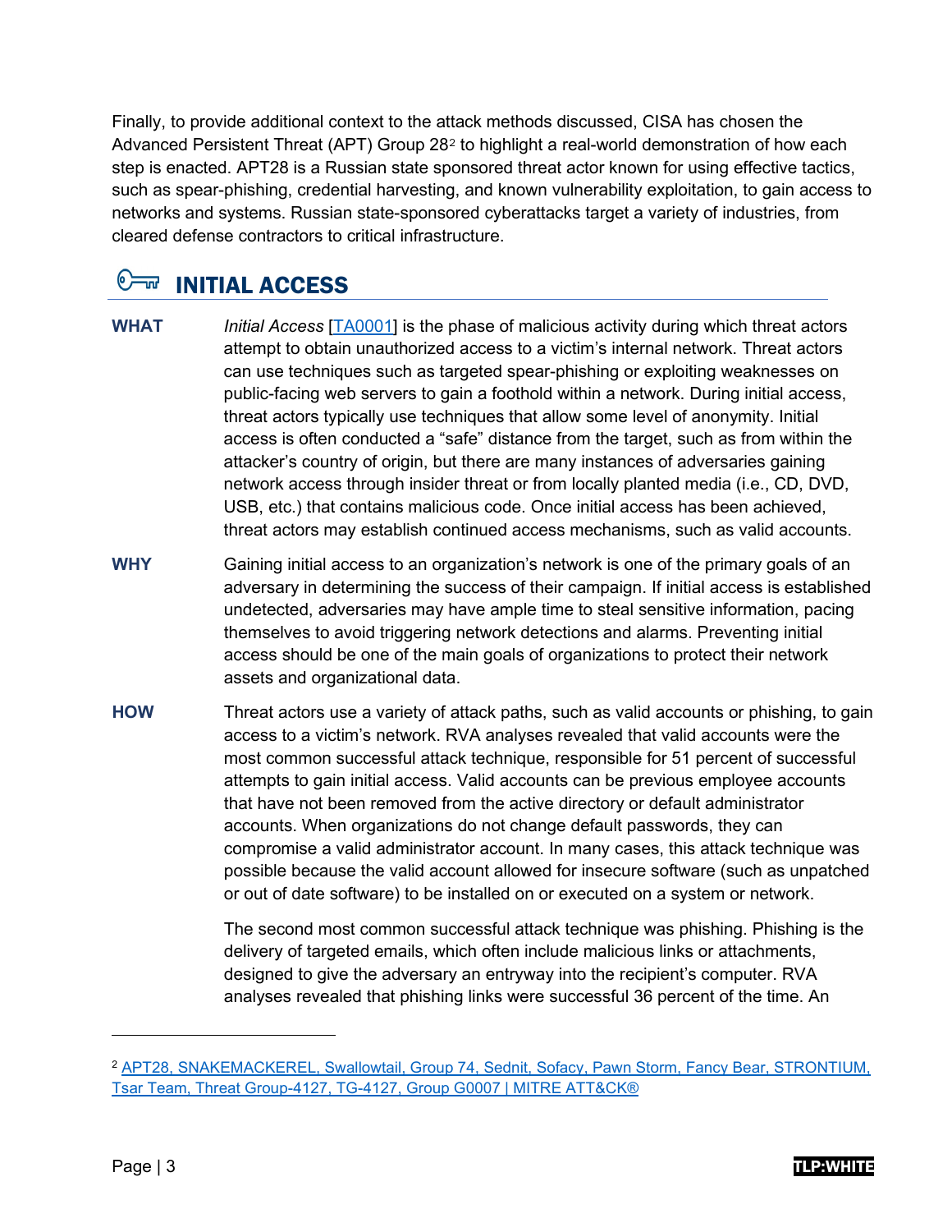Finally, to provide additional context to the attack methods discussed, CISA has chosen the Advanced Persistent Threat (APT) Group 28[2] to highlight a real-world demonstration of how each step is enacted. APT28 is a Russian state sponsored threat actor known for using effective tactics, such as spear-phishing, credential harvesting, and known vulnerability exploitation, to gain access to networks and systems. Russian state-sponsored cyberattacks target a variety of industries, from cleared defense contractors to critical infrastructure.

## INITIAL ACCESS

**WHAT**

*Initial Access* [TA0001] is the phase of malicious activity during which threat actors attempt to obtain unauthorized access to a victim's internal network. Threat actors can use techniques such as targeted spear-phishing or exploiting weaknesses on public-facing web servers to gain a foothold within a network. During initial access, threat actors typically use techniques that allow some level of anonymity. Initial access is often conducted a "safe" distance from the target, such as from within the attacker's country of origin, but there are many instances of adversaries gaining network access through insider threat or from locally planted media (i.e., CD, DVD, USB, etc.) that contains malicious code. Once initial access has been achieved, threat actors may establish continued access mechanisms, such as valid accounts.

**WHY**

Gaining initial access to an organization's network is one of the primary goals of an adversary in determining the success of their campaign. If initial access is established undetected, adversaries may have ample time to steal sensitive information, pacing themselves to avoid triggering network detections and alarms. Preventing initial access should be one of the main goals of organizations to protect their network assets and organizational data.

**HOW**

Threat actors use a variety of attack paths, such as valid accounts or phishing, to gain access to a victim's network. RVA analyses revealed that valid accounts were the most common successful attack technique, responsible for 51 percent of successful attempts to gain initial access. Valid accounts can be previous employee accounts that have not been removed from the active directory or default administrator accounts. When organizations do not change default passwords, they can compromise a valid administrator account. In many cases, this attack technique was possible because the valid account allowed for insecure software (such as unpatched or out of date software) to be installed on or executed on a system or network.

The second most common successful attack technique was phishing. Phishing is the delivery of targeted emails, which often include malicious links or attachments, designed to give the adversary an entryway into the recipient's computer. RVA analyses revealed that phishing links were successful 36 percent of the time. An

---

[2] APT28, SNAKEMACKEREL, Swallowtail, Group 74, Sednit, Sofacy, Pawn Storm, Fancy Bear, STRONTIUM, Tsar Team, Threat Group-4127, TG-4127, Group G0007 | MITRE ATT&CK®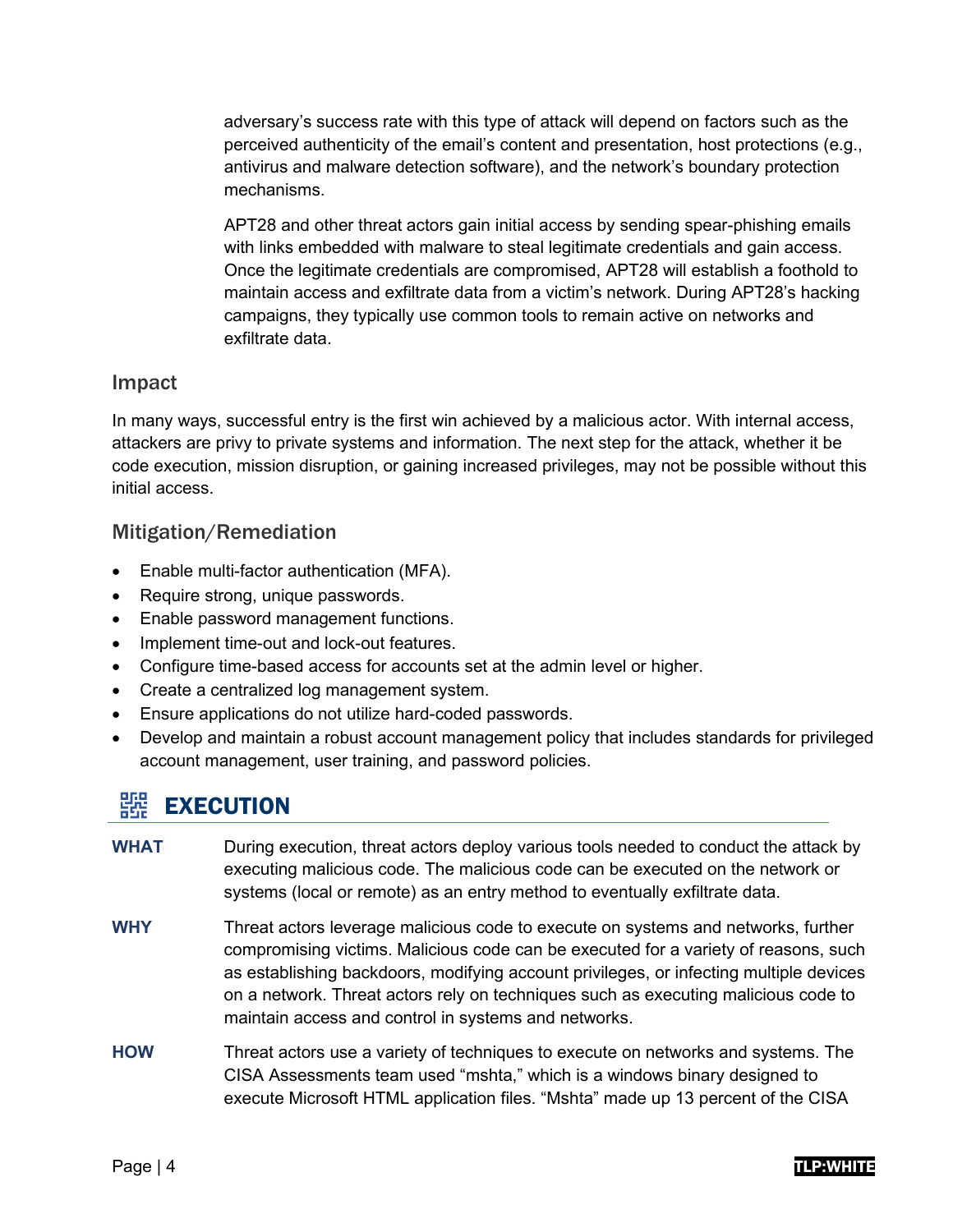adversary's success rate with this type of attack will depend on factors such as the perceived authenticity of the email's content and presentation, host protections (e.g., antivirus and malware detection software), and the network's boundary protection mechanisms.

APT28 and other threat actors gain initial access by sending spear-phishing emails with links embedded with malware to steal legitimate credentials and gain access. Once the legitimate credentials are compromised, APT28 will establish a foothold to maintain access and exfiltrate data from a victim's network. During APT28's hacking campaigns, they typically use common tools to remain active on networks and exfiltrate data.

### Impact

In many ways, successful entry is the first win achieved by a malicious actor. With internal access, attackers are privy to private systems and information. The next step for the attack, whether it be code execution, mission disruption, or gaining increased privileges, may not be possible without this initial access.

### Mitigation/Remediation

- Enable multi-factor authentication (MFA).
- Require strong, unique passwords.
- Enable password management functions.
- Implement time-out and lock-out features.
- Configure time-based access for accounts set at the admin level or higher.
- Create a centralized log management system.
- Ensure applications do not utilize hard-coded passwords.
- Develop and maintain a robust account management policy that includes standards for privileged account management, user training, and password policies.

## EXECUTION

**WHAT** During execution, threat actors deploy various tools needed to conduct the attack by executing malicious code. The malicious code can be executed on the network or systems (local or remote) as an entry method to eventually exfiltrate data.

**WHY** Threat actors leverage malicious code to execute on systems and networks, further compromising victims. Malicious code can be executed for a variety of reasons, such as establishing backdoors, modifying account privileges, or infecting multiple devices on a network. Threat actors rely on techniques such as executing malicious code to maintain access and control in systems and networks.

**HOW** Threat actors use a variety of techniques to execute on networks and systems. The CISA Assessments team used "mshta," which is a windows binary designed to execute Microsoft HTML application files. "Mshta" made up 13 percent of the CISA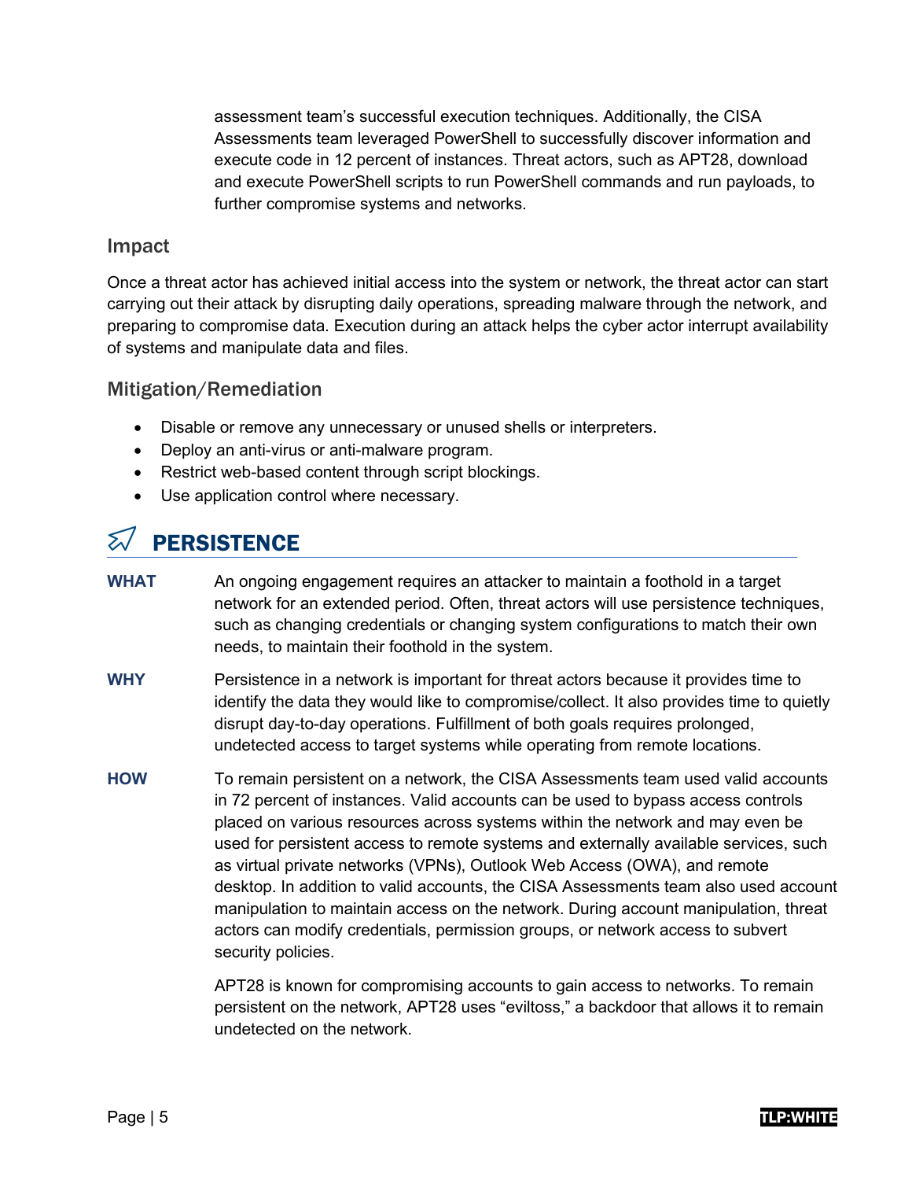assessment team's successful execution techniques. Additionally, the CISA Assessments team leveraged PowerShell to successfully discover information and execute code in 12 percent of instances. Threat actors, such as APT28, download and execute PowerShell scripts to run PowerShell commands and run payloads, to further compromise systems and networks.

### Impact

Once a threat actor has achieved initial access into the system or network, the threat actor can start carrying out their attack by disrupting daily operations, spreading malware through the network, and preparing to compromise data. Execution during an attack helps the cyber actor interrupt availability of systems and manipulate data and files.

### Mitigation/Remediation

- Disable or remove any unnecessary or unused shells or interpreters.
- Deploy an anti-virus or anti-malware program.
- Restrict web-based content through script blockings.
- Use application control where necessary.

## PERSISTENCE

**WHAT** An ongoing engagement requires an attacker to maintain a foothold in a target network for an extended period. Often, threat actors will use persistence techniques, such as changing credentials or changing system configurations to match their own needs, to maintain their foothold in the system.

**WHY** Persistence in a network is important for threat actors because it provides time to identify the data they would like to compromise/collect. It also provides time to quietly disrupt day-to-day operations. Fulfillment of both goals requires prolonged, undetected access to target systems while operating from remote locations.

**HOW** To remain persistent on a network, the CISA Assessments team used valid accounts in 72 percent of instances. Valid accounts can be used to bypass access controls placed on various resources across systems within the network and may even be used for persistent access to remote systems and externally available services, such as virtual private networks (VPNs), Outlook Web Access (OWA), and remote desktop. In addition to valid accounts, the CISA Assessments team also used account manipulation to maintain access on the network. During account manipulation, threat actors can modify credentials, permission groups, or network access to subvert security policies.

APT28 is known for compromising accounts to gain access to networks. To remain persistent on the network, APT28 uses "eviltoss," a backdoor that allows it to remain undetected on the network.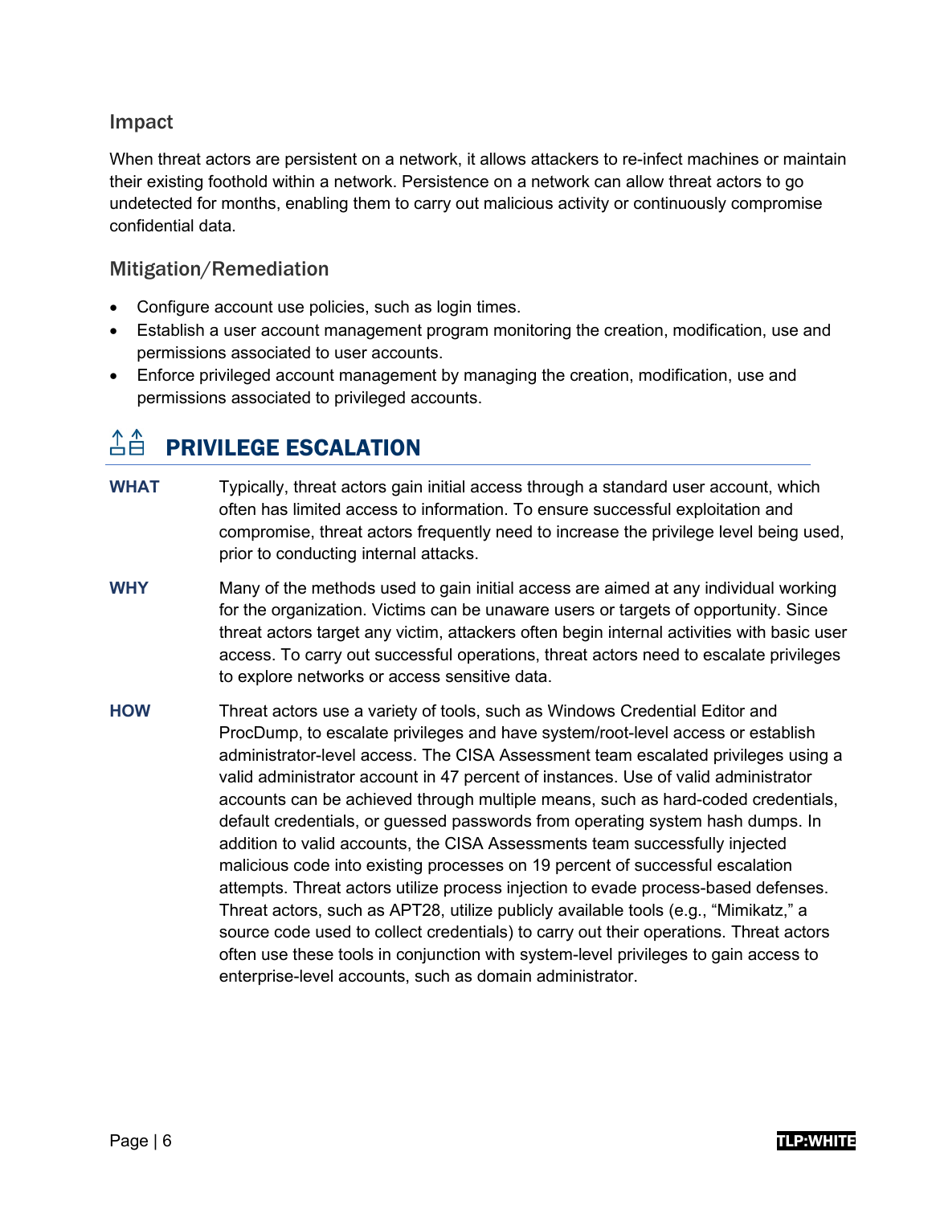### Impact

When threat actors are persistent on a network, it allows attackers to re-infect machines or maintain their existing foothold within a network. Persistence on a network can allow threat actors to go undetected for months, enabling them to carry out malicious activity or continuously compromise confidential data.

### Mitigation/Remediation

- Configure account use policies, such as login times.
- Establish a user account management program monitoring the creation, modification, use and permissions associated to user accounts.
- Enforce privileged account management by managing the creation, modification, use and permissions associated to privileged accounts.

## PRIVILEGE ESCALATION

**WHAT** Typically, threat actors gain initial access through a standard user account, which often has limited access to information. To ensure successful exploitation and compromise, threat actors frequently need to increase the privilege level being used, prior to conducting internal attacks.

**WHY** Many of the methods used to gain initial access are aimed at any individual working for the organization. Victims can be unaware users or targets of opportunity. Since threat actors target any victim, attackers often begin internal activities with basic user access. To carry out successful operations, threat actors need to escalate privileges to explore networks or access sensitive data.

**HOW** Threat actors use a variety of tools, such as Windows Credential Editor and ProcDump, to escalate privileges and have system/root-level access or establish administrator-level access. The CISA Assessment team escalated privileges using a valid administrator account in 47 percent of instances. Use of valid administrator accounts can be achieved through multiple means, such as hard-coded credentials, default credentials, or guessed passwords from operating system hash dumps. In addition to valid accounts, the CISA Assessments team successfully injected malicious code into existing processes on 19 percent of successful escalation attempts. Threat actors utilize process injection to evade process-based defenses. Threat actors, such as APT28, utilize publicly available tools (e.g., "Mimikatz," a source code used to collect credentials) to carry out their operations. Threat actors often use these tools in conjunction with system-level privileges to gain access to enterprise-level accounts, such as domain administrator.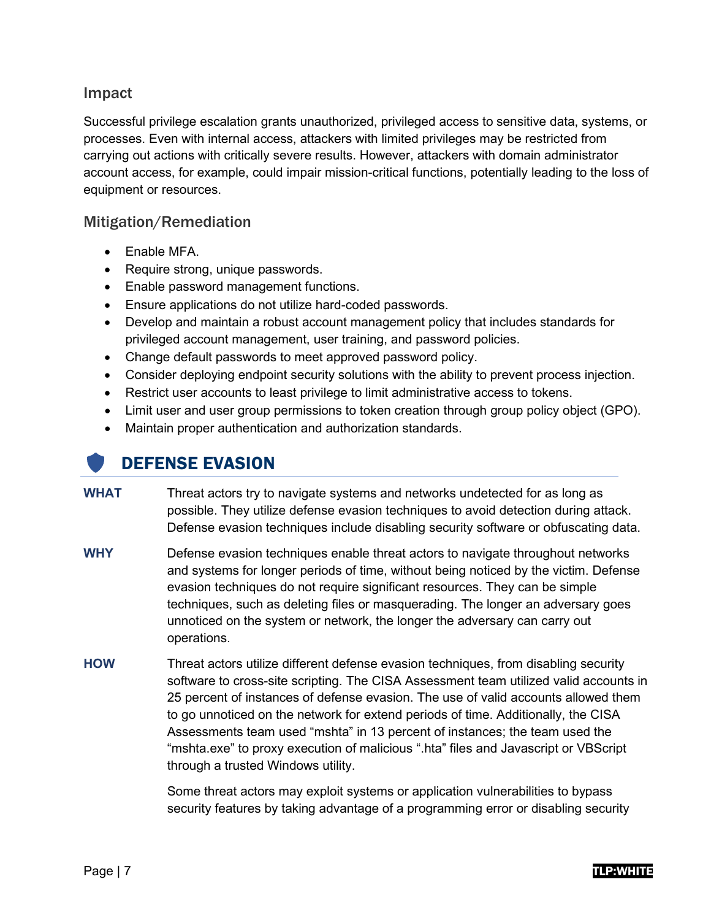### Impact

Successful privilege escalation grants unauthorized, privileged access to sensitive data, systems, or processes. Even with internal access, attackers with limited privileges may be restricted from carrying out actions with critically severe results. However, attackers with domain administrator account access, for example, could impair mission-critical functions, potentially leading to the loss of equipment or resources.

### Mitigation/Remediation

- Enable MFA.
- Require strong, unique passwords.
- Enable password management functions.
- Ensure applications do not utilize hard-coded passwords.
- Develop and maintain a robust account management policy that includes standards for privileged account management, user training, and password policies.
- Change default passwords to meet approved password policy.
- Consider deploying endpoint security solutions with the ability to prevent process injection.
- Restrict user accounts to least privilege to limit administrative access to tokens.
- Limit user and user group permissions to token creation through group policy object (GPO).
- Maintain proper authentication and authorization standards.

## DEFENSE EVASION

**WHAT** Threat actors try to navigate systems and networks undetected for as long as possible. They utilize defense evasion techniques to avoid detection during attack. Defense evasion techniques include disabling security software or obfuscating data.

**WHY** Defense evasion techniques enable threat actors to navigate throughout networks and systems for longer periods of time, without being noticed by the victim. Defense evasion techniques do not require significant resources. They can be simple techniques, such as deleting files or masquerading. The longer an adversary goes unnoticed on the system or network, the longer the adversary can carry out operations.

**HOW** Threat actors utilize different defense evasion techniques, from disabling security software to cross-site scripting. The CISA Assessment team utilized valid accounts in 25 percent of instances of defense evasion. The use of valid accounts allowed them to go unnoticed on the network for extend periods of time. Additionally, the CISA Assessments team used "mshta" in 13 percent of instances; the team used the "mshta.exe" to proxy execution of malicious ".hta" files and Javascript or VBScript through a trusted Windows utility.

Some threat actors may exploit systems or application vulnerabilities to bypass security features by taking advantage of a programming error or disabling security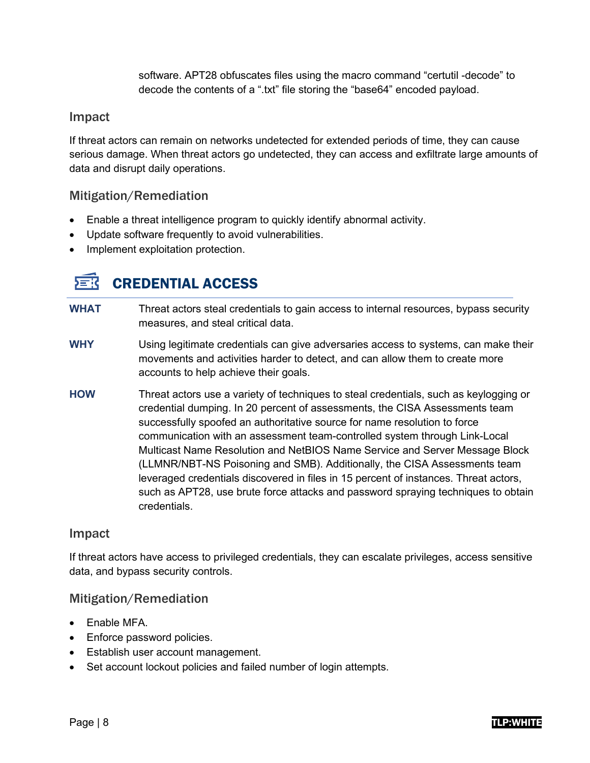software. APT28 obfuscates files using the macro command “certutil -decode” to decode the contents of a “.txt” file storing the “base64” encoded payload.

### Impact

If threat actors can remain on networks undetected for extended periods of time, they can cause serious damage. When threat actors go undetected, they can access and exfiltrate large amounts of data and disrupt daily operations.

### Mitigation/Remediation

- Enable a threat intelligence program to quickly identify abnormal activity.
- Update software frequently to avoid vulnerabilities.
- Implement exploitation protection.

## CREDENTIAL ACCESS

**WHAT** Threat actors steal credentials to gain access to internal resources, bypass security measures, and steal critical data.

**WHY** Using legitimate credentials can give adversaries access to systems, can make their movements and activities harder to detect, and can allow them to create more accounts to help achieve their goals.

**HOW** Threat actors use a variety of techniques to steal credentials, such as keylogging or credential dumping. In 20 percent of assessments, the CISA Assessments team successfully spoofed an authoritative source for name resolution to force communication with an assessment team-controlled system through Link-Local Multicast Name Resolution and NetBIOS Name Service and Server Message Block (LLMNR/NBT-NS Poisoning and SMB). Additionally, the CISA Assessments team leveraged credentials discovered in files in 15 percent of instances. Threat actors, such as APT28, use brute force attacks and password spraying techniques to obtain credentials.

### Impact

If threat actors have access to privileged credentials, they can escalate privileges, access sensitive data, and bypass security controls.

### Mitigation/Remediation

- Enable MFA.
- Enforce password policies.
- Establish user account management.
- Set account lockout policies and failed number of login attempts.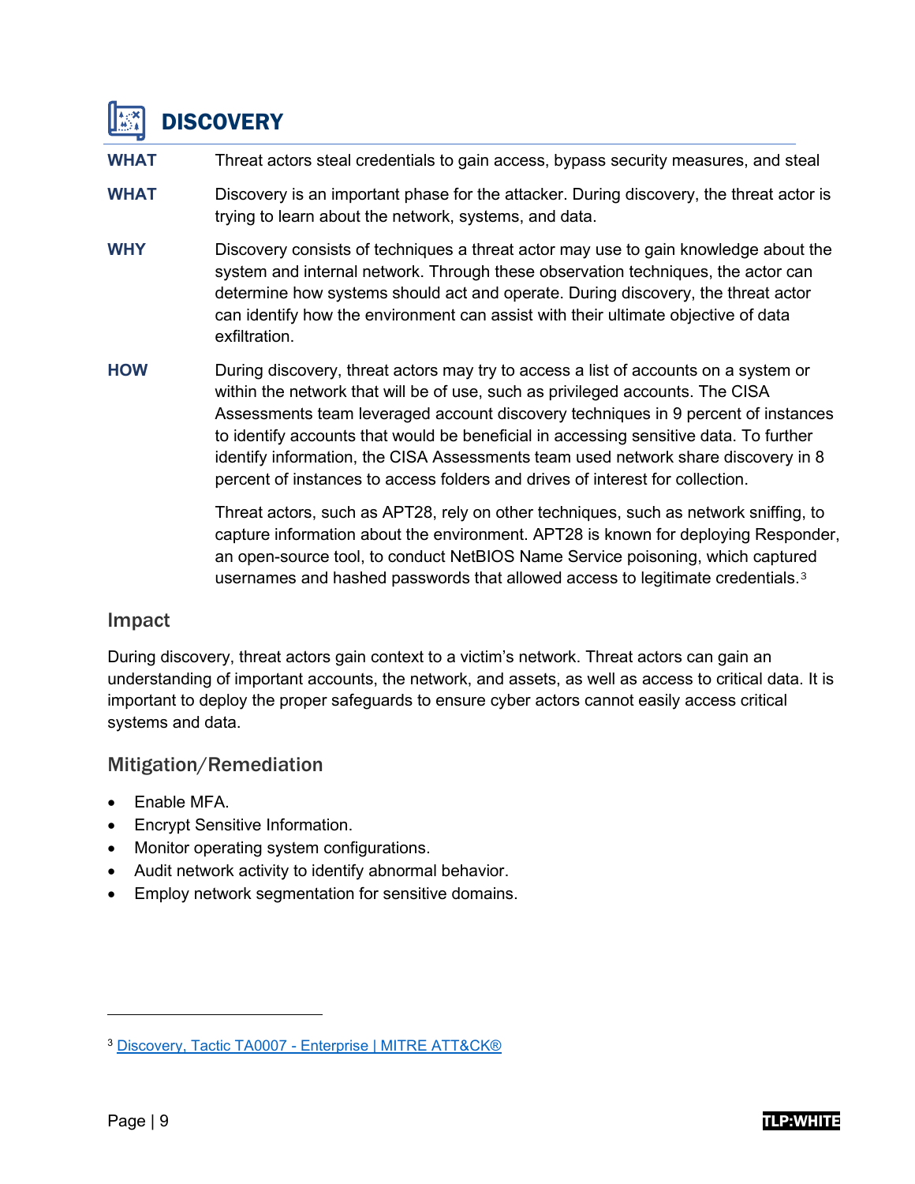# DISCOVERY

**WHAT** Threat actors steal credentials to gain access, bypass security measures, and steal

**WHAT** Discovery is an important phase for the attacker. During discovery, the threat actor is trying to learn about the network, systems, and data.

**WHY** Discovery consists of techniques a threat actor may use to gain knowledge about the system and internal network. Through these observation techniques, the actor can determine how systems should act and operate. During discovery, the threat actor can identify how the environment can assist with their ultimate objective of data exfiltration.

**HOW** During discovery, threat actors may try to access a list of accounts on a system or within the network that will be of use, such as privileged accounts. The CISA Assessments team leveraged account discovery techniques in 9 percent of instances to identify accounts that would be beneficial in accessing sensitive data. To further identify information, the CISA Assessments team used network share discovery in 8 percent of instances to access folders and drives of interest for collection.

Threat actors, such as APT28, rely on other techniques, such as network sniffing, to capture information about the environment. APT28 is known for deploying Responder, an open-source tool, to conduct NetBIOS Name Service poisoning, which captured usernames and hashed passwords that allowed access to legitimate credentials.[3]

## Impact

During discovery, threat actors gain context to a victim's network. Threat actors can gain an understanding of important accounts, the network, and assets, as well as access to critical data. It is important to deploy the proper safeguards to ensure cyber actors cannot easily access critical systems and data.

## Mitigation/Remediation

- Enable MFA.
- Encrypt Sensitive Information.
- Monitor operating system configurations.
- Audit network activity to identify abnormal behavior.
- Employ network segmentation for sensitive domains.

---

[3] Discovery, Tactic TA0007 - Enterprise | MITRE ATT&CK®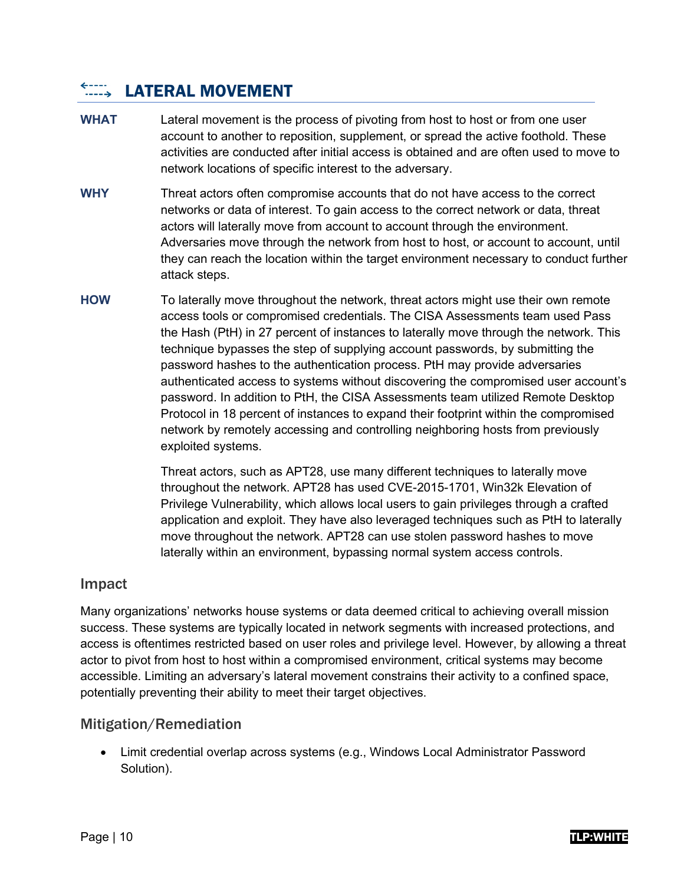## LATERAL MOVEMENT

**WHAT** Lateral movement is the process of pivoting from host to host or from one user account to another to reposition, supplement, or spread the active foothold. These activities are conducted after initial access is obtained and are often used to move to network locations of specific interest to the adversary.

**WHY** Threat actors often compromise accounts that do not have access to the correct networks or data of interest. To gain access to the correct network or data, threat actors will laterally move from account to account through the environment. Adversaries move through the network from host to host, or account to account, until they can reach the location within the target environment necessary to conduct further attack steps.

**HOW** To laterally move throughout the network, threat actors might use their own remote access tools or compromised credentials. The CISA Assessments team used Pass the Hash (PtH) in 27 percent of instances to laterally move through the network. This technique bypasses the step of supplying account passwords, by submitting the password hashes to the authentication process. PtH may provide adversaries authenticated access to systems without discovering the compromised user account's password. In addition to PtH, the CISA Assessments team utilized Remote Desktop Protocol in 18 percent of instances to expand their footprint within the compromised network by remotely accessing and controlling neighboring hosts from previously exploited systems.

Threat actors, such as APT28, use many different techniques to laterally move throughout the network. APT28 has used CVE-2015-1701, Win32k Elevation of Privilege Vulnerability, which allows local users to gain privileges through a crafted application and exploit. They have also leveraged techniques such as PtH to laterally move throughout the network. APT28 can use stolen password hashes to move laterally within an environment, bypassing normal system access controls.

### Impact

Many organizations' networks house systems or data deemed critical to achieving overall mission success. These systems are typically located in network segments with increased protections, and access is oftentimes restricted based on user roles and privilege level. However, by allowing a threat actor to pivot from host to host within a compromised environment, critical systems may become accessible. Limiting an adversary's lateral movement constrains their activity to a confined space, potentially preventing their ability to meet their target objectives.

### Mitigation/Remediation

- Limit credential overlap across systems (e.g., Windows Local Administrator Password Solution).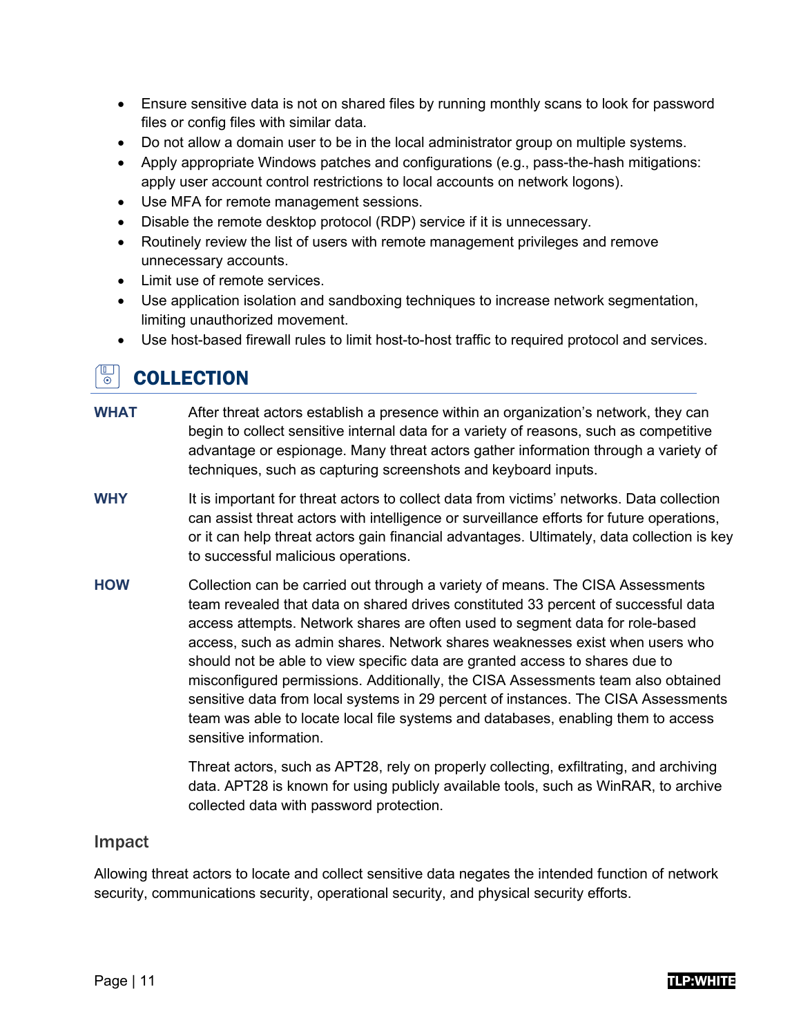- Ensure sensitive data is not on shared files by running monthly scans to look for password files or config files with similar data.
- Do not allow a domain user to be in the local administrator group on multiple systems.
- Apply appropriate Windows patches and configurations (e.g., pass-the-hash mitigations: apply user account control restrictions to local accounts on network logons).
- Use MFA for remote management sessions.
- Disable the remote desktop protocol (RDP) service if it is unnecessary.
- Routinely review the list of users with remote management privileges and remove unnecessary accounts.
- Limit use of remote services.
- Use application isolation and sandboxing techniques to increase network segmentation, limiting unauthorized movement.
- Use host-based firewall rules to limit host-to-host traffic to required protocol and services.

## COLLECTION

**WHAT** After threat actors establish a presence within an organization's network, they can begin to collect sensitive internal data for a variety of reasons, such as competitive advantage or espionage. Many threat actors gather information through a variety of techniques, such as capturing screenshots and keyboard inputs.

**WHY** It is important for threat actors to collect data from victims' networks. Data collection can assist threat actors with intelligence or surveillance efforts for future operations, or it can help threat actors gain financial advantages. Ultimately, data collection is key to successful malicious operations.

**HOW** Collection can be carried out through a variety of means. The CISA Assessments team revealed that data on shared drives constituted 33 percent of successful data access attempts. Network shares are often used to segment data for role-based access, such as admin shares. Network shares weaknesses exist when users who should not be able to view specific data are granted access to shares due to misconfigured permissions. Additionally, the CISA Assessments team also obtained sensitive data from local systems in 29 percent of instances. The CISA Assessments team was able to locate local file systems and databases, enabling them to access sensitive information.

Threat actors, such as APT28, rely on properly collecting, exfiltrating, and archiving data. APT28 is known for using publicly available tools, such as WinRAR, to archive collected data with password protection.

### Impact

Allowing threat actors to locate and collect sensitive data negates the intended function of network security, communications security, operational security, and physical security efforts.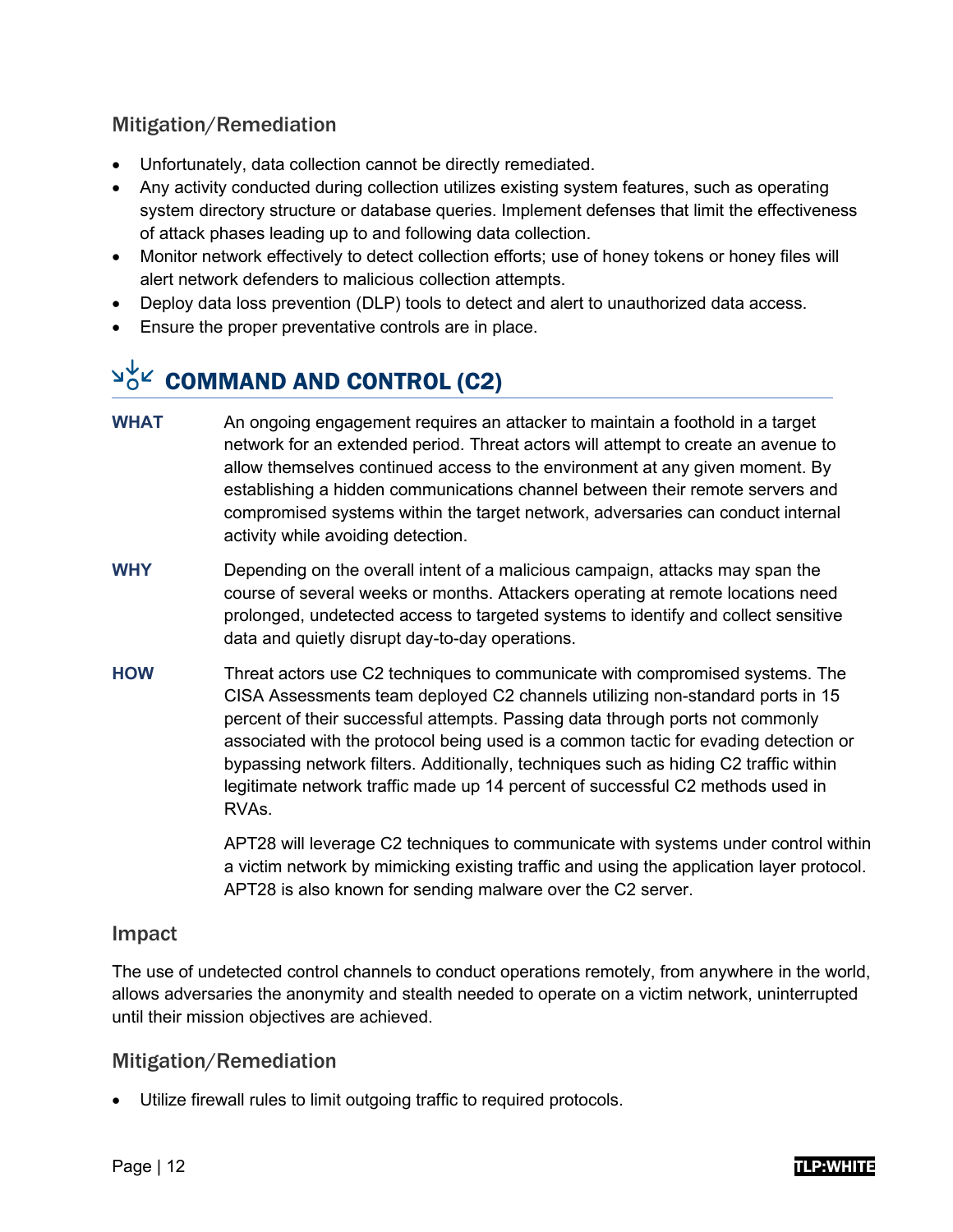### Mitigation/Remediation

- Unfortunately, data collection cannot be directly remediated.
- Any activity conducted during collection utilizes existing system features, such as operating system directory structure or database queries. Implement defenses that limit the effectiveness of attack phases leading up to and following data collection.
- Monitor network effectively to detect collection efforts; use of honey tokens or honey files will alert network defenders to malicious collection attempts.
- Deploy data loss prevention (DLP) tools to detect and alert to unauthorized data access.
- Ensure the proper preventative controls are in place.

## COMMAND AND CONTROL (C2)

**WHAT** An ongoing engagement requires an attacker to maintain a foothold in a target network for an extended period. Threat actors will attempt to create an avenue to allow themselves continued access to the environment at any given moment. By establishing a hidden communications channel between their remote servers and compromised systems within the target network, adversaries can conduct internal activity while avoiding detection.

**WHY** Depending on the overall intent of a malicious campaign, attacks may span the course of several weeks or months. Attackers operating at remote locations need prolonged, undetected access to targeted systems to identify and collect sensitive data and quietly disrupt day-to-day operations.

**HOW** Threat actors use C2 techniques to communicate with compromised systems. The CISA Assessments team deployed C2 channels utilizing non-standard ports in 15 percent of their successful attempts. Passing data through ports not commonly associated with the protocol being used is a common tactic for evading detection or bypassing network filters. Additionally, techniques such as hiding C2 traffic within legitimate network traffic made up 14 percent of successful C2 methods used in RVAs.

APT28 will leverage C2 techniques to communicate with systems under control within a victim network by mimicking existing traffic and using the application layer protocol. APT28 is also known for sending malware over the C2 server.

### Impact

The use of undetected control channels to conduct operations remotely, from anywhere in the world, allows adversaries the anonymity and stealth needed to operate on a victim network, uninterrupted until their mission objectives are achieved.

### Mitigation/Remediation

- Utilize firewall rules to limit outgoing traffic to required protocols.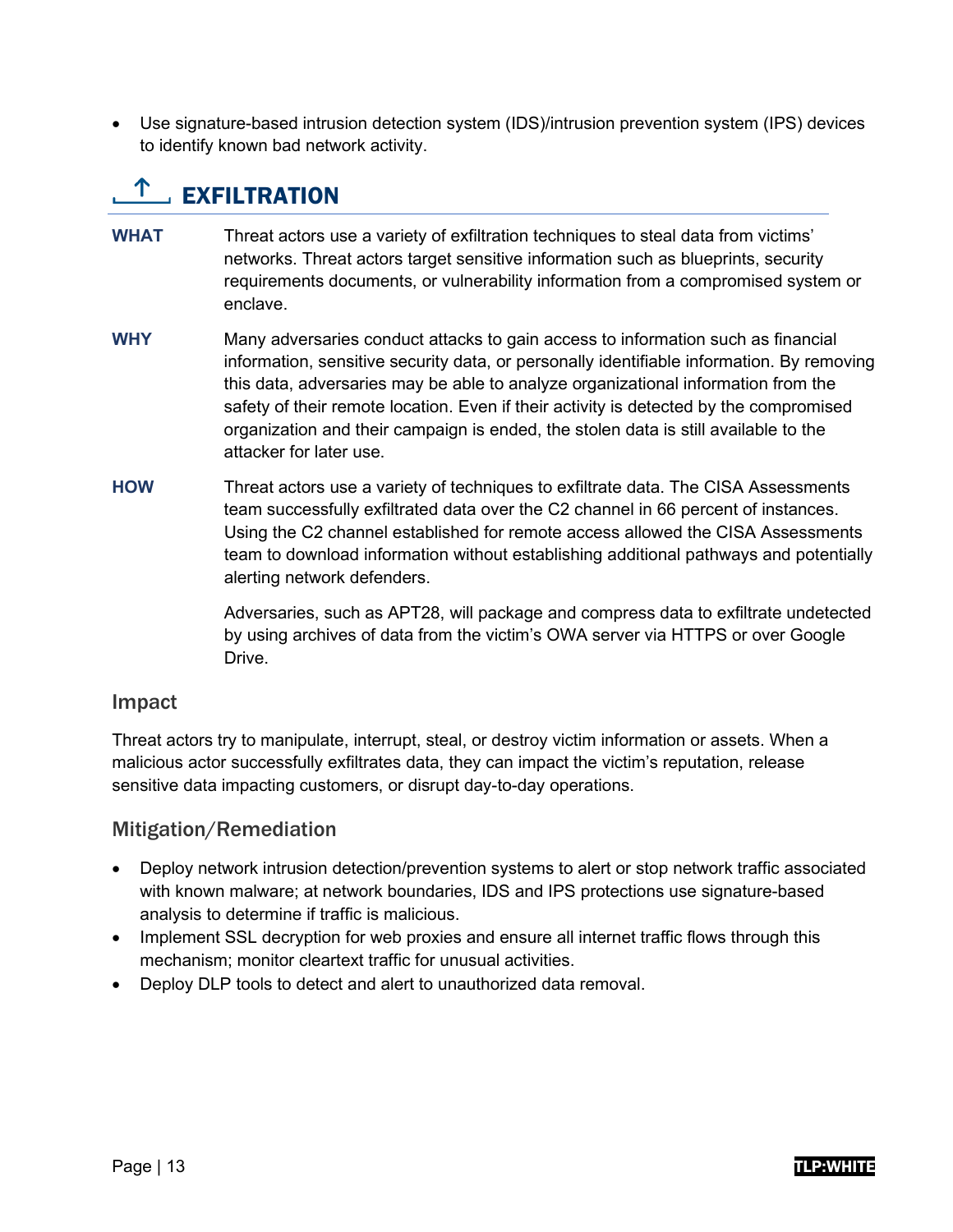- Use signature-based intrusion detection system (IDS)/intrusion prevention system (IPS) devices to identify known bad network activity.

## EXFILTRATION

**WHAT** Threat actors use a variety of exfiltration techniques to steal data from victims' networks. Threat actors target sensitive information such as blueprints, security requirements documents, or vulnerability information from a compromised system or enclave.

**WHY** Many adversaries conduct attacks to gain access to information such as financial information, sensitive security data, or personally identifiable information. By removing this data, adversaries may be able to analyze organizational information from the safety of their remote location. Even if their activity is detected by the compromised organization and their campaign is ended, the stolen data is still available to the attacker for later use.

**HOW** Threat actors use a variety of techniques to exfiltrate data. The CISA Assessments team successfully exfiltrated data over the C2 channel in 66 percent of instances. Using the C2 channel established for remote access allowed the CISA Assessments team to download information without establishing additional pathways and potentially alerting network defenders.

Adversaries, such as APT28, will package and compress data to exfiltrate undetected by using archives of data from the victim's OWA server via HTTPS or over Google Drive.

### Impact

Threat actors try to manipulate, interrupt, steal, or destroy victim information or assets. When a malicious actor successfully exfiltrates data, they can impact the victim's reputation, release sensitive data impacting customers, or disrupt day-to-day operations.

### Mitigation/Remediation

- Deploy network intrusion detection/prevention systems to alert or stop network traffic associated with known malware; at network boundaries, IDS and IPS protections use signature-based analysis to determine if traffic is malicious.
- Implement SSL decryption for web proxies and ensure all internet traffic flows through this mechanism; monitor cleartext traffic for unusual activities.
- Deploy DLP tools to detect and alert to unauthorized data removal.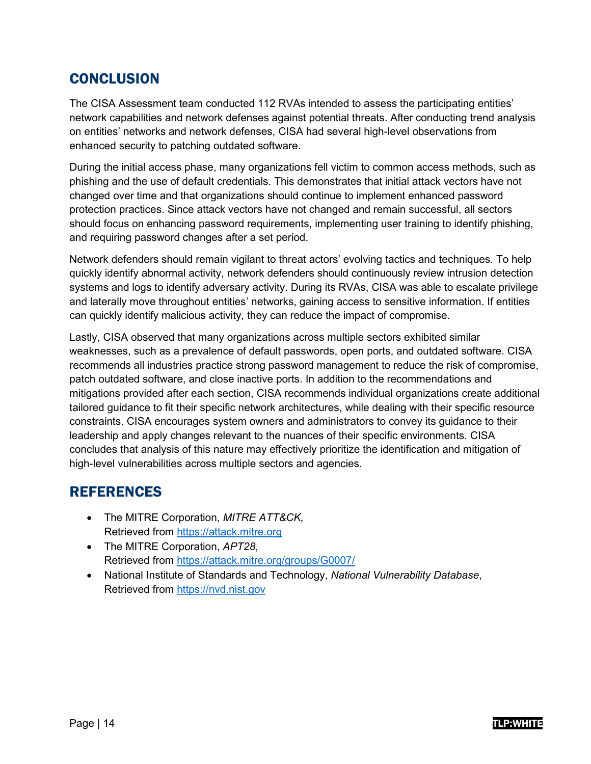## CONCLUSION

The CISA Assessment team conducted 112 RVAs intended to assess the participating entities' network capabilities and network defenses against potential threats. After conducting trend analysis on entities' networks and network defenses, CISA had several high-level observations from enhanced security to patching outdated software.

During the initial access phase, many organizations fell victim to common access methods, such as phishing and the use of default credentials. This demonstrates that initial attack vectors have not changed over time and that organizations should continue to implement enhanced password protection practices. Since attack vectors have not changed and remain successful, all sectors should focus on enhancing password requirements, implementing user training to identify phishing, and requiring password changes after a set period.

Network defenders should remain vigilant to threat actors' evolving tactics and techniques. To help quickly identify abnormal activity, network defenders should continuously review intrusion detection systems and logs to identify adversary activity. During its RVAs, CISA was able to escalate privilege and laterally move throughout entities' networks, gaining access to sensitive information. If entities can quickly identify malicious activity, they can reduce the impact of compromise.

Lastly, CISA observed that many organizations across multiple sectors exhibited similar weaknesses, such as a prevalence of default passwords, open ports, and outdated software. CISA recommends all industries practice strong password management to reduce the risk of compromise, patch outdated software, and close inactive ports. In addition to the recommendations and mitigations provided after each section, CISA recommends individual organizations create additional tailored guidance to fit their specific network architectures, while dealing with their specific resource constraints. CISA encourages system owners and administrators to convey its guidance to their leadership and apply changes relevant to the nuances of their specific environments. CISA concludes that analysis of this nature may effectively prioritize the identification and mitigation of high-level vulnerabilities across multiple sectors and agencies.

## REFERENCES

- The MITRE Corporation, *MITRE ATT&CK,*
  Retrieved from https://attack.mitre.org
- The MITRE Corporation, *APT28*,
  Retrieved from https://attack.mitre.org/groups/G0007/
- National Institute of Standards and Technology, *National Vulnerability Database*,
  Retrieved from https://nvd.nist.gov